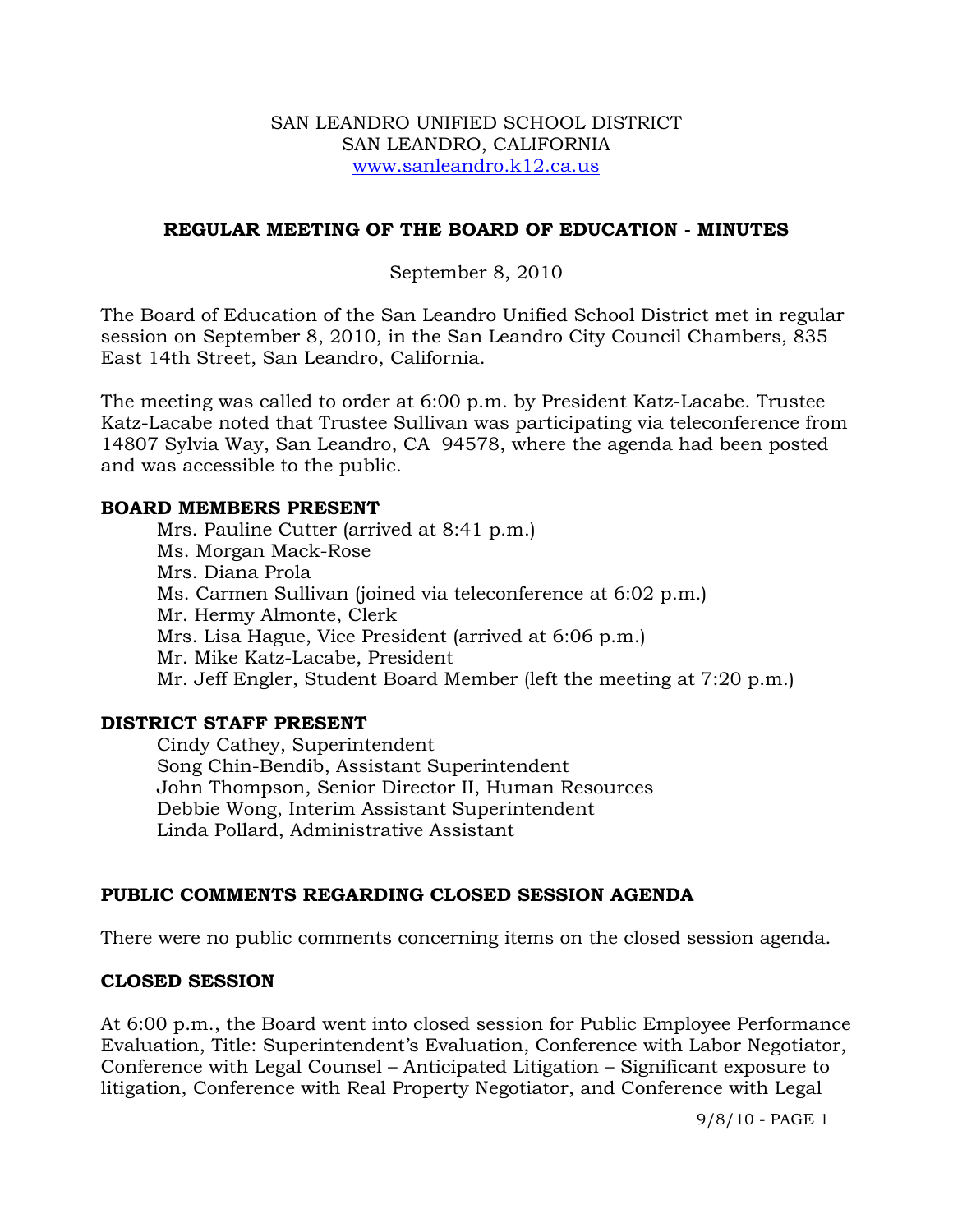SAN LEANDRO UNIFIED SCHOOL DISTRICT
SAN LEANDRO, CALIFORNIA
www.sanleandro.k12.ca.us

# REGULAR MEETING OF THE BOARD OF EDUCATION - MINUTES

September 8, 2010

The Board of Education of the San Leandro Unified School District met in regular session on September 8, 2010, in the San Leandro City Council Chambers, 835 East 14th Street, San Leandro, California.

The meeting was called to order at 6:00 p.m. by President Katz-Lacabe. Trustee Katz-Lacabe noted that Trustee Sullivan was participating via teleconference from 14807 Sylvia Way, San Leandro, CA 94578, where the agenda had been posted and was accessible to the public.

## BOARD MEMBERS PRESENT

- Mrs. Pauline Cutter (arrived at 8:41 p.m.)
- Ms. Morgan Mack-Rose
- Mrs. Diana Prola
- Ms. Carmen Sullivan (joined via teleconference at 6:02 p.m.)
- Mr. Hermy Almonte, Clerk
- Mrs. Lisa Hague, Vice President (arrived at 6:06 p.m.)
- Mr. Mike Katz-Lacabe, President
- Mr. Jeff Engler, Student Board Member (left the meeting at 7:20 p.m.)

## DISTRICT STAFF PRESENT

- Cindy Cathey, Superintendent
- Song Chin-Bendib, Assistant Superintendent
- John Thompson, Senior Director II, Human Resources
- Debbie Wong, Interim Assistant Superintendent
- Linda Pollard, Administrative Assistant

## PUBLIC COMMENTS REGARDING CLOSED SESSION AGENDA

There were no public comments concerning items on the closed session agenda.

## CLOSED SESSION

At 6:00 p.m., the Board went into closed session for Public Employee Performance Evaluation, Title: Superintendent's Evaluation, Conference with Labor Negotiator, Conference with Legal Counsel – Anticipated Litigation – Significant exposure to litigation, Conference with Real Property Negotiator, and Conference with Legal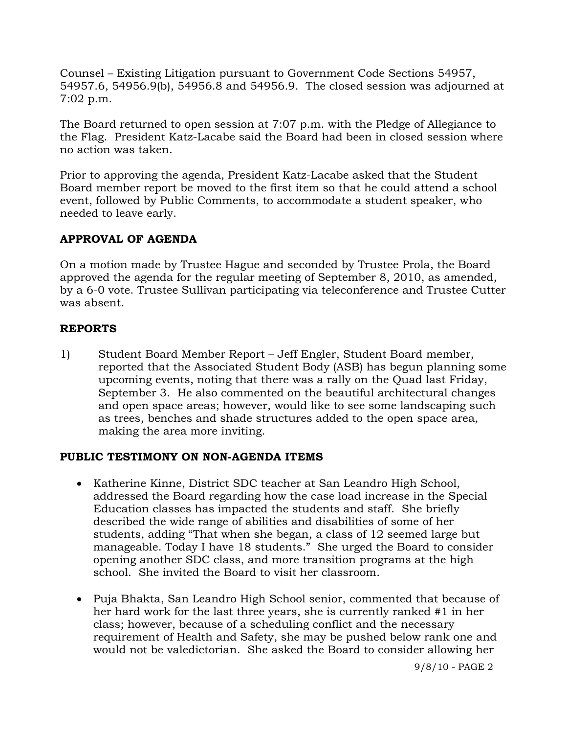Counsel – Existing Litigation pursuant to Government Code Sections 54957, 54957.6, 54956.9(b), 54956.8 and 54956.9. The closed session was adjourned at 7:02 p.m.

The Board returned to open session at 7:07 p.m. with the Pledge of Allegiance to the Flag. President Katz-Lacabe said the Board had been in closed session where no action was taken.

Prior to approving the agenda, President Katz-Lacabe asked that the Student Board member report be moved to the first item so that he could attend a school event, followed by Public Comments, to accommodate a student speaker, who needed to leave early.

## APPROVAL OF AGENDA

On a motion made by Trustee Hague and seconded by Trustee Prola, the Board approved the agenda for the regular meeting of September 8, 2010, as amended, by a 6-0 vote. Trustee Sullivan participating via teleconference and Trustee Cutter was absent.

## REPORTS

1) Student Board Member Report – Jeff Engler, Student Board member, reported that the Associated Student Body (ASB) has begun planning some upcoming events, noting that there was a rally on the Quad last Friday, September 3. He also commented on the beautiful architectural changes and open space areas; however, would like to see some landscaping such as trees, benches and shade structures added to the open space area, making the area more inviting.

## PUBLIC TESTIMONY ON NON-AGENDA ITEMS

- Katherine Kinne, District SDC teacher at San Leandro High School, addressed the Board regarding how the case load increase in the Special Education classes has impacted the students and staff. She briefly described the wide range of abilities and disabilities of some of her students, adding "That when she began, a class of 12 seemed large but manageable. Today I have 18 students." She urged the Board to consider opening another SDC class, and more transition programs at the high school. She invited the Board to visit her classroom.

- Puja Bhakta, San Leandro High School senior, commented that because of her hard work for the last three years, she is currently ranked #1 in her class; however, because of a scheduling conflict and the necessary requirement of Health and Safety, she may be pushed below rank one and would not be valedictorian. She asked the Board to consider allowing her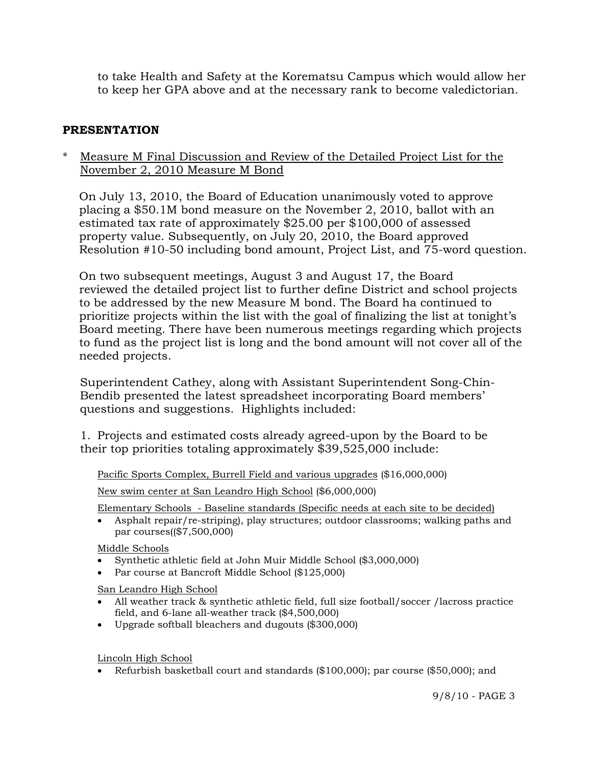to take Health and Safety at the Korematsu Campus which would allow her to keep her GPA above and at the necessary rank to become valedictorian.

## PRESENTATION

\* Measure M Final Discussion and Review of the Detailed Project List for the November 2, 2010 Measure M Bond

On July 13, 2010, the Board of Education unanimously voted to approve placing a $50.1M bond measure on the November 2, 2010, ballot with an estimated tax rate of approximately $25.00 per $100,000 of assessed property value. Subsequently, on July 20, 2010, the Board approved Resolution #10-50 including bond amount, Project List, and 75-word question.

On two subsequent meetings, August 3 and August 17, the Board reviewed the detailed project list to further define District and school projects to be addressed by the new Measure M bond. The Board ha continued to prioritize projects within the list with the goal of finalizing the list at tonight's Board meeting. There have been numerous meetings regarding which projects to fund as the project list is long and the bond amount will not cover all of the needed projects.

Superintendent Cathey, along with Assistant Superintendent Song-Chin-Bendib presented the latest spreadsheet incorporating Board members' questions and suggestions. Highlights included:

1. Projects and estimated costs already agreed-upon by the Board to be their top priorities totaling approximately $39,525,000 include:

Pacific Sports Complex, Burrell Field and various upgrades ($16,000,000)

New swim center at San Leandro High School ($6,000,000)

Elementary Schools - Baseline standards (Specific needs at each site to be decided)

- Asphalt repair/re-striping), play structures; outdoor classrooms; walking paths and par courses(($7,500,000)

Middle Schools

- Synthetic athletic field at John Muir Middle School ($3,000,000)
- Par course at Bancroft Middle School ($125,000)

San Leandro High School

- All weather track & synthetic athletic field, full size football/soccer /lacross practice field, and 6-lane all-weather track ($4,500,000)
- Upgrade softball bleachers and dugouts ($300,000)

Lincoln High School

- Refurbish basketball court and standards ($100,000); par course ($50,000); and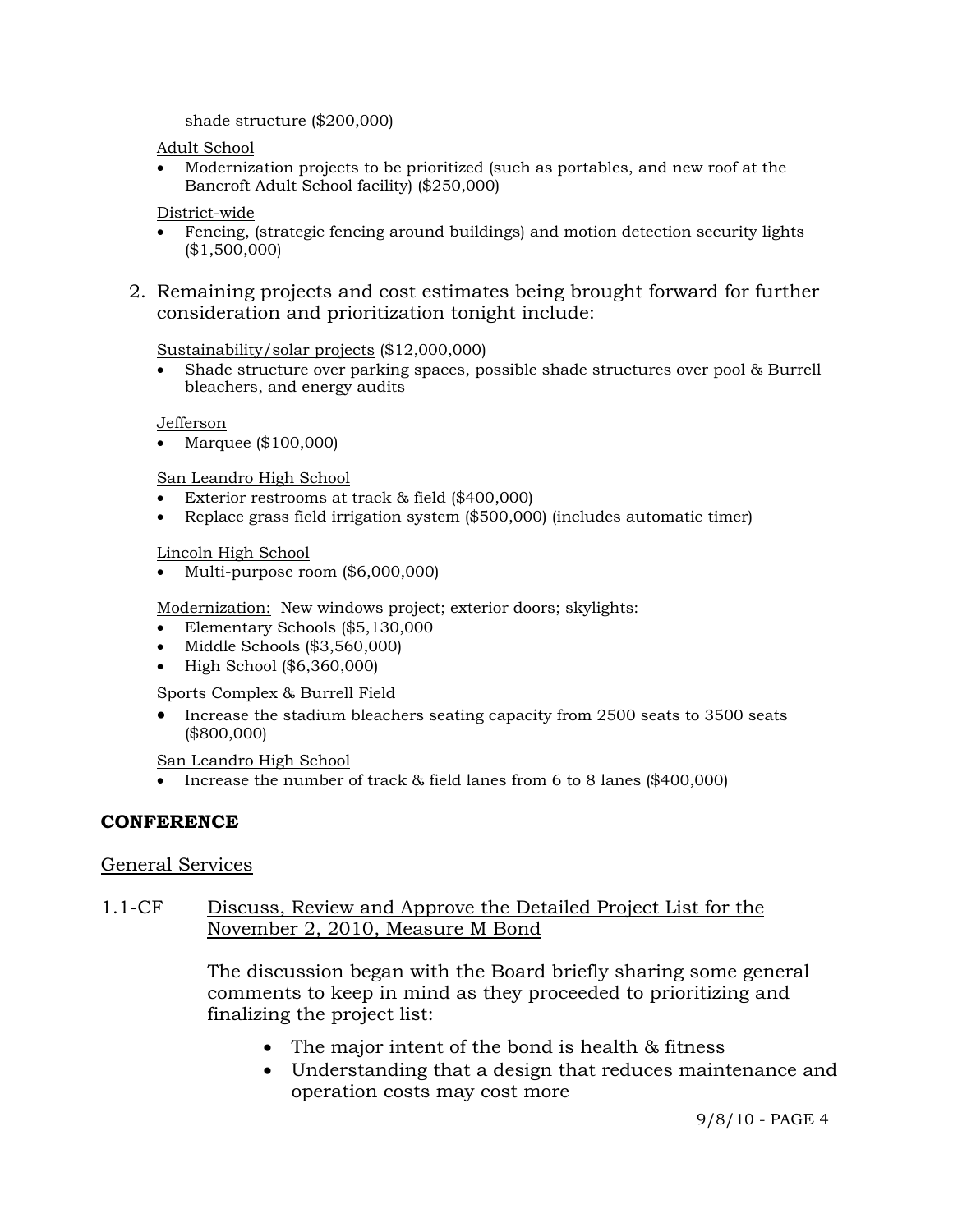shade structure ($200,000)

Adult School

- Modernization projects to be prioritized (such as portables, and new roof at the Bancroft Adult School facility) ($250,000)

District-wide

- Fencing, (strategic fencing around buildings) and motion detection security lights ($1,500,000)

2. Remaining projects and cost estimates being brought forward for further consideration and prioritization tonight include:

Sustainability/solar projects ($12,000,000)

- Shade structure over parking spaces, possible shade structures over pool & Burrell bleachers, and energy audits

Jefferson

- Marquee ($100,000)

San Leandro High School

- Exterior restrooms at track & field ($400,000)
- Replace grass field irrigation system ($500,000) (includes automatic timer)

Lincoln High School

- Multi-purpose room ($6,000,000)

Modernization: New windows project; exterior doors; skylights:

- Elementary Schools ($5,130,000
- Middle Schools ($3,560,000)
- High School ($6,360,000)

Sports Complex & Burrell Field

- Increase the stadium bleachers seating capacity from 2500 seats to 3500 seats ($800,000)

San Leandro High School

- Increase the number of track & field lanes from 6 to 8 lanes ($400,000)

## CONFERENCE

General Services

1.1-CF Discuss, Review and Approve the Detailed Project List for the November 2, 2010, Measure M Bond

The discussion began with the Board briefly sharing some general comments to keep in mind as they proceeded to prioritizing and finalizing the project list:

- The major intent of the bond is health & fitness
- Understanding that a design that reduces maintenance and operation costs may cost more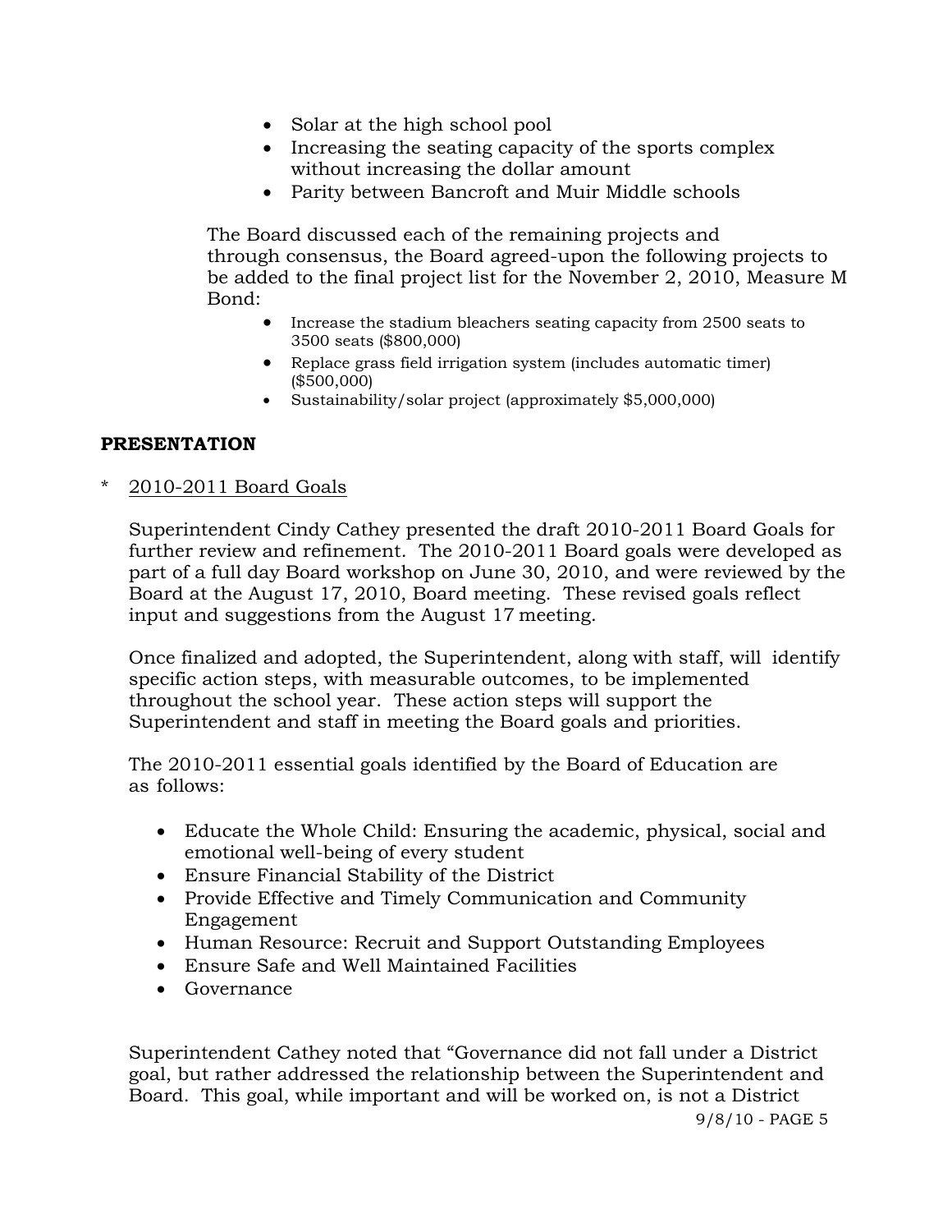- Solar at the high school pool
- Increasing the seating capacity of the sports complex without increasing the dollar amount
- Parity between Bancroft and Muir Middle schools

The Board discussed each of the remaining projects and through consensus, the Board agreed-upon the following projects to be added to the final project list for the November 2, 2010, Measure M Bond:

- Increase the stadium bleachers seating capacity from 2500 seats to 3500 seats ($800,000)
- Replace grass field irrigation system (includes automatic timer) ($500,000)
- Sustainability/solar project (approximately $5,000,000)

**PRESENTATION**

\* 2010-2011 Board Goals

Superintendent Cindy Cathey presented the draft 2010-2011 Board Goals for further review and refinement. The 2010-2011 Board goals were developed as part of a full day Board workshop on June 30, 2010, and were reviewed by the Board at the August 17, 2010, Board meeting. These revised goals reflect input and suggestions from the August 17 meeting.

Once finalized and adopted, the Superintendent, along with staff, will identify specific action steps, with measurable outcomes, to be implemented throughout the school year. These action steps will support the Superintendent and staff in meeting the Board goals and priorities.

The 2010-2011 essential goals identified by the Board of Education are as follows:

- Educate the Whole Child: Ensuring the academic, physical, social and emotional well-being of every student
- Ensure Financial Stability of the District
- Provide Effective and Timely Communication and Community Engagement
- Human Resource: Recruit and Support Outstanding Employees
- Ensure Safe and Well Maintained Facilities
- Governance

Superintendent Cathey noted that "Governance did not fall under a District goal, but rather addressed the relationship between the Superintendent and Board. This goal, while important and will be worked on, is not a District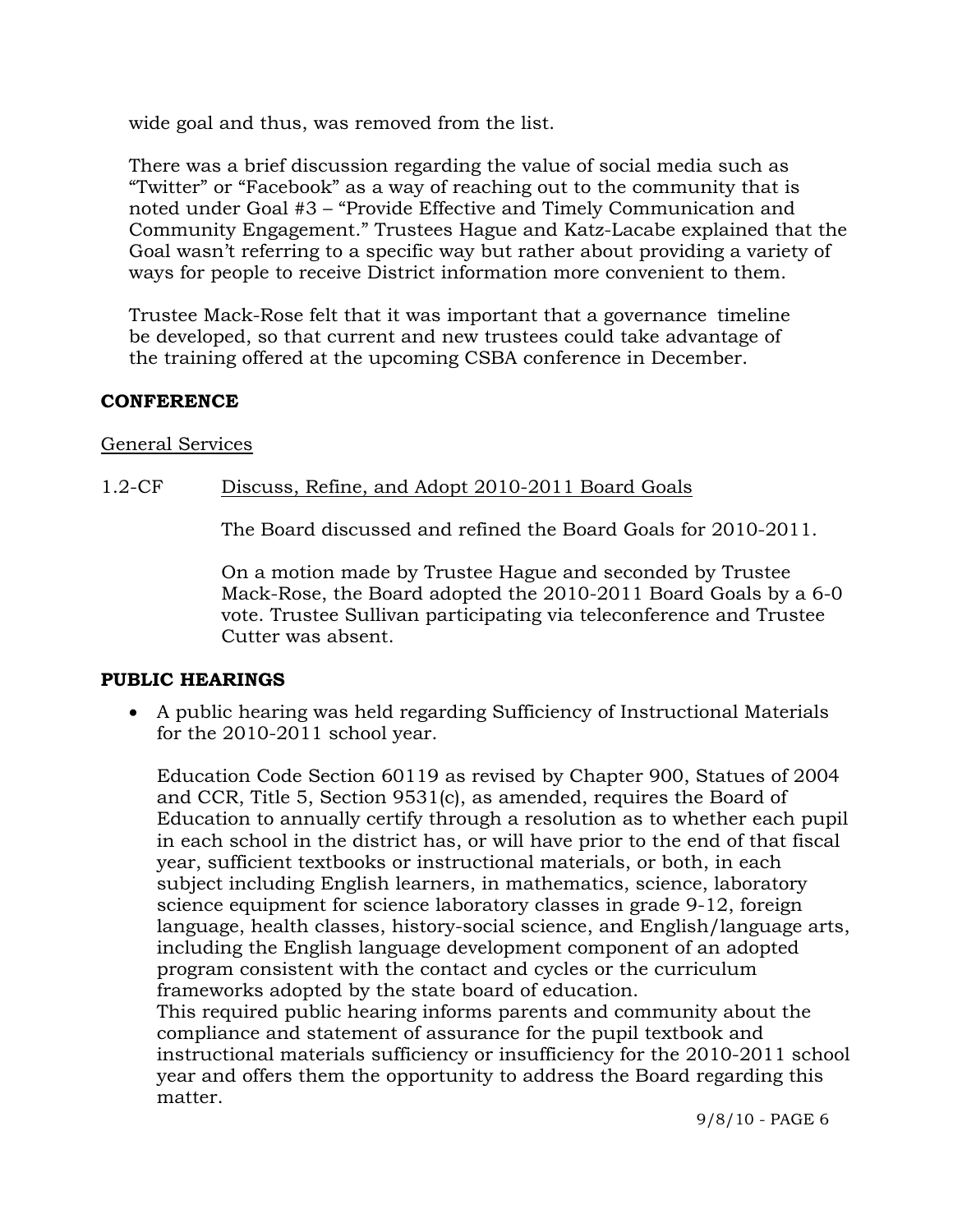wide goal and thus, was removed from the list.

There was a brief discussion regarding the value of social media such as "Twitter" or "Facebook" as a way of reaching out to the community that is noted under Goal #3 – "Provide Effective and Timely Communication and Community Engagement." Trustees Hague and Katz-Lacabe explained that the Goal wasn't referring to a specific way but rather about providing a variety of ways for people to receive District information more convenient to them.

Trustee Mack-Rose felt that it was important that a governance timeline be developed, so that current and new trustees could take advantage of the training offered at the upcoming CSBA conference in December.

**CONFERENCE**

General Services

1.2-CF Discuss, Refine, and Adopt 2010-2011 Board Goals

The Board discussed and refined the Board Goals for 2010-2011.

On a motion made by Trustee Hague and seconded by Trustee Mack-Rose, the Board adopted the 2010-2011 Board Goals by a 6-0 vote. Trustee Sullivan participating via teleconference and Trustee Cutter was absent.

**PUBLIC HEARINGS**

- A public hearing was held regarding Sufficiency of Instructional Materials for the 2010-2011 school year.

  Education Code Section 60119 as revised by Chapter 900, Statues of 2004 and CCR, Title 5, Section 9531(c), as amended, requires the Board of Education to annually certify through a resolution as to whether each pupil in each school in the district has, or will have prior to the end of that fiscal year, sufficient textbooks or instructional materials, or both, in each subject including English learners, in mathematics, science, laboratory science equipment for science laboratory classes in grade 9-12, foreign language, health classes, history-social science, and English/language arts, including the English language development component of an adopted program consistent with the contact and cycles or the curriculum frameworks adopted by the state board of education.
  This required public hearing informs parents and community about the compliance and statement of assurance for the pupil textbook and instructional materials sufficiency or insufficiency for the 2010-2011 school year and offers them the opportunity to address the Board regarding this matter.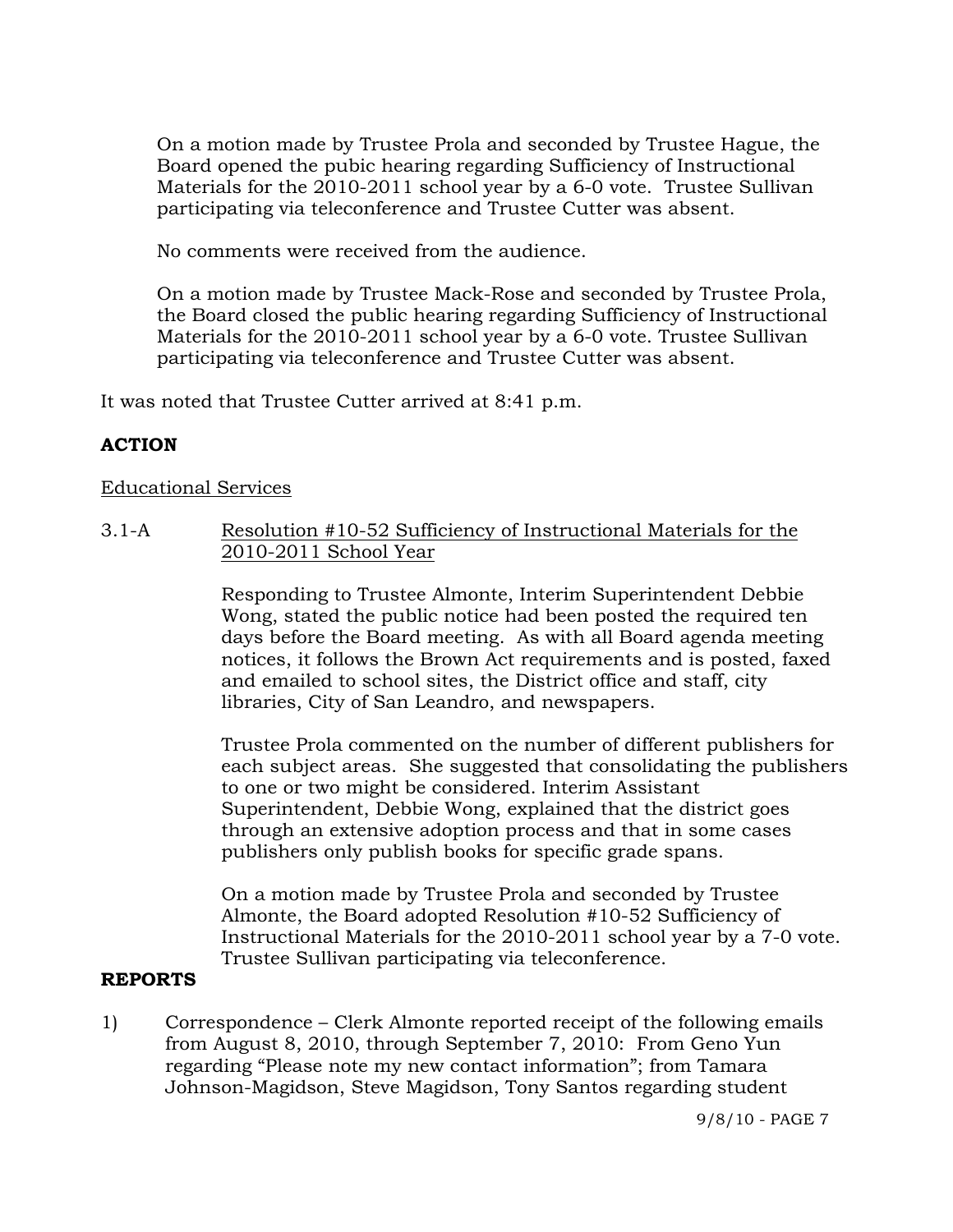On a motion made by Trustee Prola and seconded by Trustee Hague, the Board opened the pubic hearing regarding Sufficiency of Instructional Materials for the 2010-2011 school year by a 6-0 vote. Trustee Sullivan participating via teleconference and Trustee Cutter was absent.

No comments were received from the audience.

On a motion made by Trustee Mack-Rose and seconded by Trustee Prola, the Board closed the public hearing regarding Sufficiency of Instructional Materials for the 2010-2011 school year by a 6-0 vote. Trustee Sullivan participating via teleconference and Trustee Cutter was absent.

It was noted that Trustee Cutter arrived at 8:41 p.m.

**ACTION**

Educational Services

3.1-A Resolution #10-52 Sufficiency of Instructional Materials for the 2010-2011 School Year

Responding to Trustee Almonte, Interim Superintendent Debbie Wong, stated the public notice had been posted the required ten days before the Board meeting. As with all Board agenda meeting notices, it follows the Brown Act requirements and is posted, faxed and emailed to school sites, the District office and staff, city libraries, City of San Leandro, and newspapers.

Trustee Prola commented on the number of different publishers for each subject areas. She suggested that consolidating the publishers to one or two might be considered. Interim Assistant Superintendent, Debbie Wong, explained that the district goes through an extensive adoption process and that in some cases publishers only publish books for specific grade spans.

On a motion made by Trustee Prola and seconded by Trustee Almonte, the Board adopted Resolution #10-52 Sufficiency of Instructional Materials for the 2010-2011 school year by a 7-0 vote. Trustee Sullivan participating via teleconference.

**REPORTS**

1) Correspondence – Clerk Almonte reported receipt of the following emails from August 8, 2010, through September 7, 2010: From Geno Yun regarding "Please note my new contact information"; from Tamara Johnson-Magidson, Steve Magidson, Tony Santos regarding student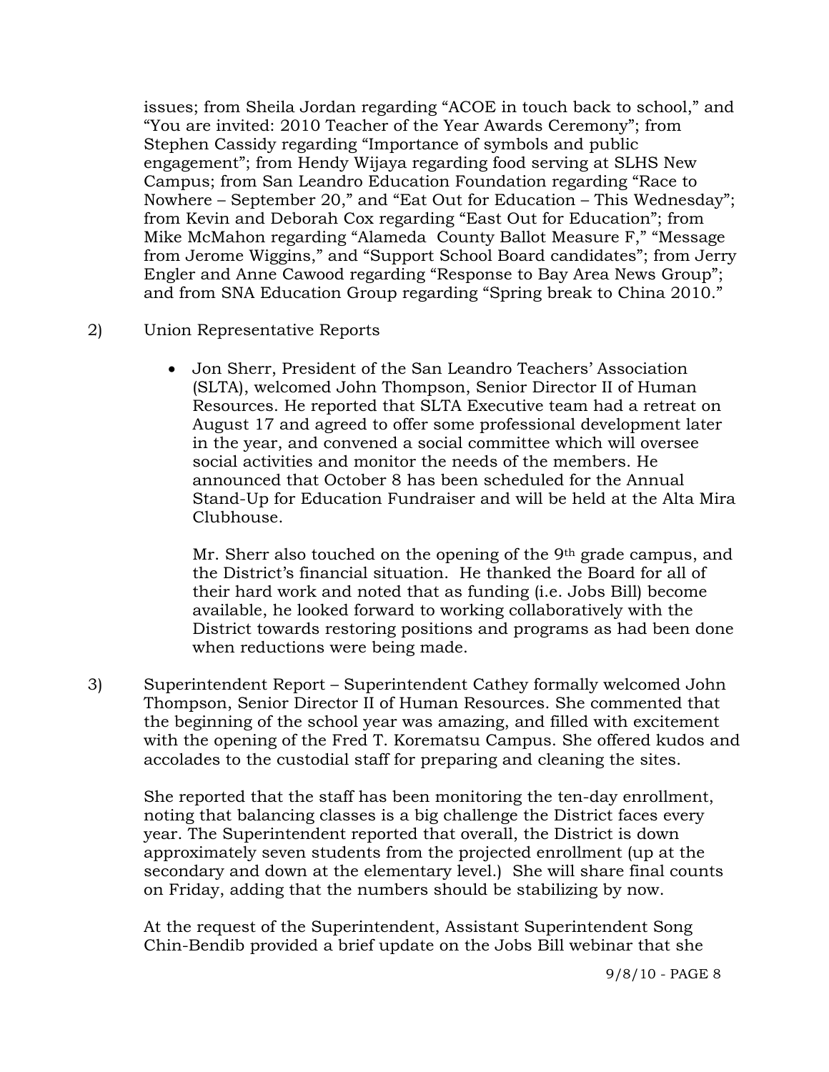issues; from Sheila Jordan regarding "ACOE in touch back to school," and "You are invited: 2010 Teacher of the Year Awards Ceremony"; from Stephen Cassidy regarding "Importance of symbols and public engagement"; from Hendy Wijaya regarding food serving at SLHS New Campus; from San Leandro Education Foundation regarding "Race to Nowhere – September 20," and "Eat Out for Education – This Wednesday"; from Kevin and Deborah Cox regarding "East Out for Education"; from Mike McMahon regarding "Alameda County Ballot Measure F," "Message from Jerome Wiggins," and "Support School Board candidates"; from Jerry Engler and Anne Cawood regarding "Response to Bay Area News Group"; and from SNA Education Group regarding "Spring break to China 2010."

2) Union Representative Reports

- Jon Sherr, President of the San Leandro Teachers' Association (SLTA), welcomed John Thompson, Senior Director II of Human Resources. He reported that SLTA Executive team had a retreat on August 17 and agreed to offer some professional development later in the year, and convened a social committee which will oversee social activities and monitor the needs of the members. He announced that October 8 has been scheduled for the Annual Stand-Up for Education Fundraiser and will be held at the Alta Mira Clubhouse.

  Mr. Sherr also touched on the opening of the 9th grade campus, and the District's financial situation. He thanked the Board for all of their hard work and noted that as funding (i.e. Jobs Bill) become available, he looked forward to working collaboratively with the District towards restoring positions and programs as had been done when reductions were being made.

3) Superintendent Report – Superintendent Cathey formally welcomed John Thompson, Senior Director II of Human Resources. She commented that the beginning of the school year was amazing, and filled with excitement with the opening of the Fred T. Korematsu Campus. She offered kudos and accolades to the custodial staff for preparing and cleaning the sites.

   She reported that the staff has been monitoring the ten-day enrollment, noting that balancing classes is a big challenge the District faces every year. The Superintendent reported that overall, the District is down approximately seven students from the projected enrollment (up at the secondary and down at the elementary level.) She will share final counts on Friday, adding that the numbers should be stabilizing by now.

   At the request of the Superintendent, Assistant Superintendent Song Chin-Bendib provided a brief update on the Jobs Bill webinar that she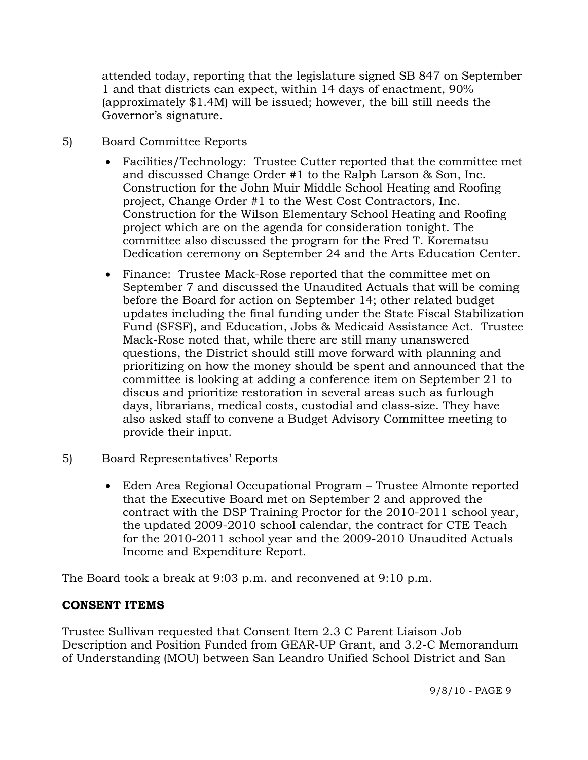attended today, reporting that the legislature signed SB 847 on September 1 and that districts can expect, within 14 days of enactment, 90% (approximately $1.4M) will be issued; however, the bill still needs the Governor's signature.

5) Board Committee Reports

- Facilities/Technology: Trustee Cutter reported that the committee met and discussed Change Order #1 to the Ralph Larson & Son, Inc. Construction for the John Muir Middle School Heating and Roofing project, Change Order #1 to the West Cost Contractors, Inc. Construction for the Wilson Elementary School Heating and Roofing project which are on the agenda for consideration tonight. The committee also discussed the program for the Fred T. Korematsu Dedication ceremony on September 24 and the Arts Education Center.

- Finance: Trustee Mack-Rose reported that the committee met on September 7 and discussed the Unaudited Actuals that will be coming before the Board for action on September 14; other related budget updates including the final funding under the State Fiscal Stabilization Fund (SFSF), and Education, Jobs & Medicaid Assistance Act. Trustee Mack-Rose noted that, while there are still many unanswered questions, the District should still move forward with planning and prioritizing on how the money should be spent and announced that the committee is looking at adding a conference item on September 21 to discus and prioritize restoration in several areas such as furlough days, librarians, medical costs, custodial and class-size. They have also asked staff to convene a Budget Advisory Committee meeting to provide their input.

5) Board Representatives' Reports

- Eden Area Regional Occupational Program – Trustee Almonte reported that the Executive Board met on September 2 and approved the contract with the DSP Training Proctor for the 2010-2011 school year, the updated 2009-2010 school calendar, the contract for CTE Teach for the 2010-2011 school year and the 2009-2010 Unaudited Actuals Income and Expenditure Report.

The Board took a break at 9:03 p.m. and reconvened at 9:10 p.m.

**CONSENT ITEMS**

Trustee Sullivan requested that Consent Item 2.3 C Parent Liaison Job Description and Position Funded from GEAR-UP Grant, and 3.2-C Memorandum of Understanding (MOU) between San Leandro Unified School District and San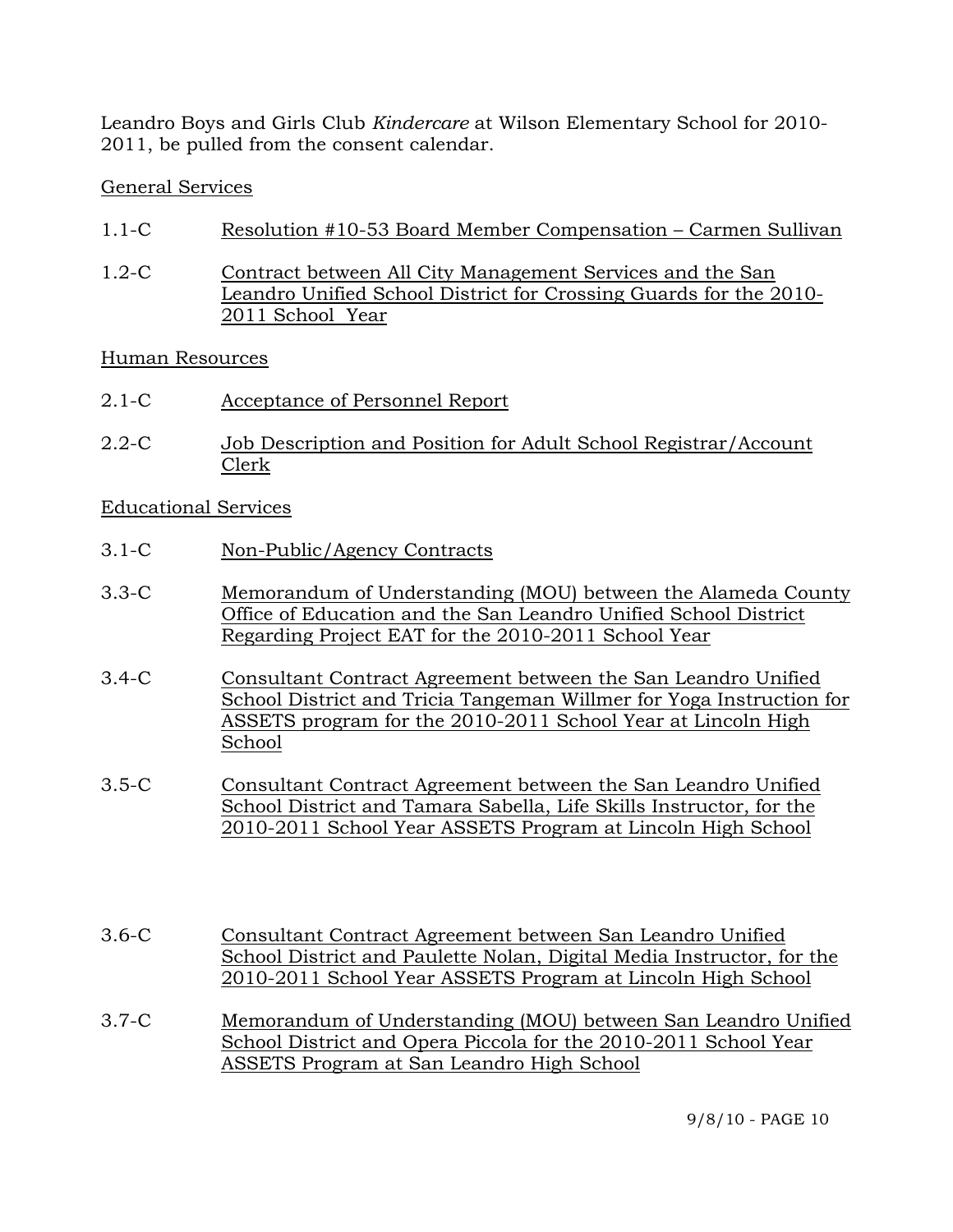Leandro Boys and Girls Club *Kindercare* at Wilson Elementary School for 2010-2011, be pulled from the consent calendar.

General Services

1.1-C Resolution #10-53 Board Member Compensation – Carmen Sullivan

1.2-C Contract between All City Management Services and the San Leandro Unified School District for Crossing Guards for the 2010-2011 School Year

Human Resources

2.1-C Acceptance of Personnel Report

2.2-C Job Description and Position for Adult School Registrar/Account Clerk

Educational Services

3.1-C Non-Public/Agency Contracts

3.3-C Memorandum of Understanding (MOU) between the Alameda County Office of Education and the San Leandro Unified School District Regarding Project EAT for the 2010-2011 School Year

3.4-C Consultant Contract Agreement between the San Leandro Unified School District and Tricia Tangeman Willmer for Yoga Instruction for ASSETS program for the 2010-2011 School Year at Lincoln High School

3.5-C Consultant Contract Agreement between the San Leandro Unified School District and Tamara Sabella, Life Skills Instructor, for the 2010-2011 School Year ASSETS Program at Lincoln High School

3.6-C Consultant Contract Agreement between San Leandro Unified School District and Paulette Nolan, Digital Media Instructor, for the 2010-2011 School Year ASSETS Program at Lincoln High School

3.7-C Memorandum of Understanding (MOU) between San Leandro Unified School District and Opera Piccola for the 2010-2011 School Year ASSETS Program at San Leandro High School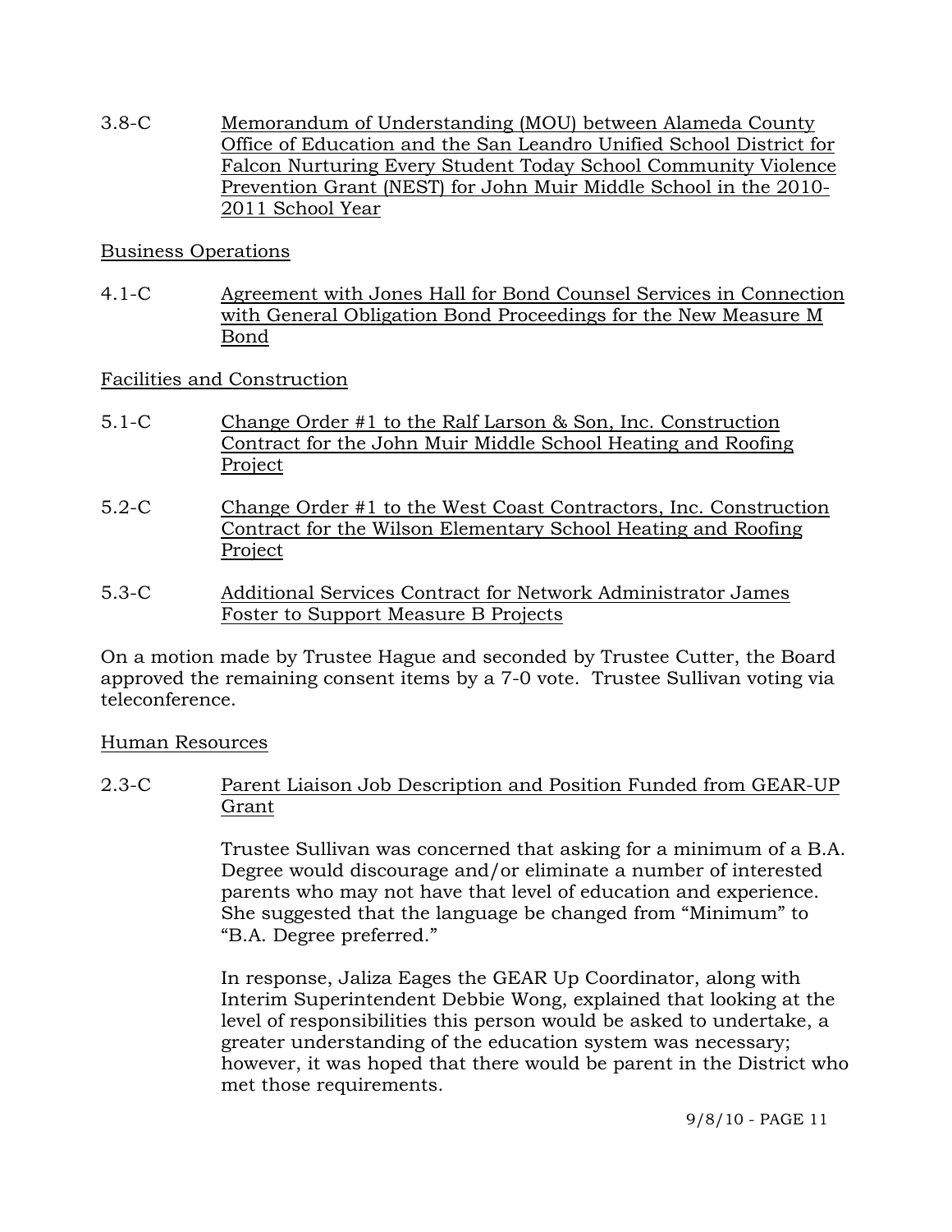3.8-C Memorandum of Understanding (MOU) between Alameda County Office of Education and the San Leandro Unified School District for Falcon Nurturing Every Student Today School Community Violence Prevention Grant (NEST) for John Muir Middle School in the 2010-2011 School Year

Business Operations

4.1-C Agreement with Jones Hall for Bond Counsel Services in Connection with General Obligation Bond Proceedings for the New Measure M Bond

Facilities and Construction

5.1-C Change Order #1 to the Ralf Larson & Son, Inc. Construction Contract for the John Muir Middle School Heating and Roofing Project

5.2-C Change Order #1 to the West Coast Contractors, Inc. Construction Contract for the Wilson Elementary School Heating and Roofing Project

5.3-C Additional Services Contract for Network Administrator James Foster to Support Measure B Projects

On a motion made by Trustee Hague and seconded by Trustee Cutter, the Board approved the remaining consent items by a 7-0 vote. Trustee Sullivan voting via teleconference.

Human Resources

2.3-C Parent Liaison Job Description and Position Funded from GEAR-UP Grant

Trustee Sullivan was concerned that asking for a minimum of a B.A. Degree would discourage and/or eliminate a number of interested parents who may not have that level of education and experience. She suggested that the language be changed from "Minimum" to "B.A. Degree preferred."

In response, Jaliza Eages the GEAR Up Coordinator, along with Interim Superintendent Debbie Wong, explained that looking at the level of responsibilities this person would be asked to undertake, a greater understanding of the education system was necessary; however, it was hoped that there would be parent in the District who met those requirements.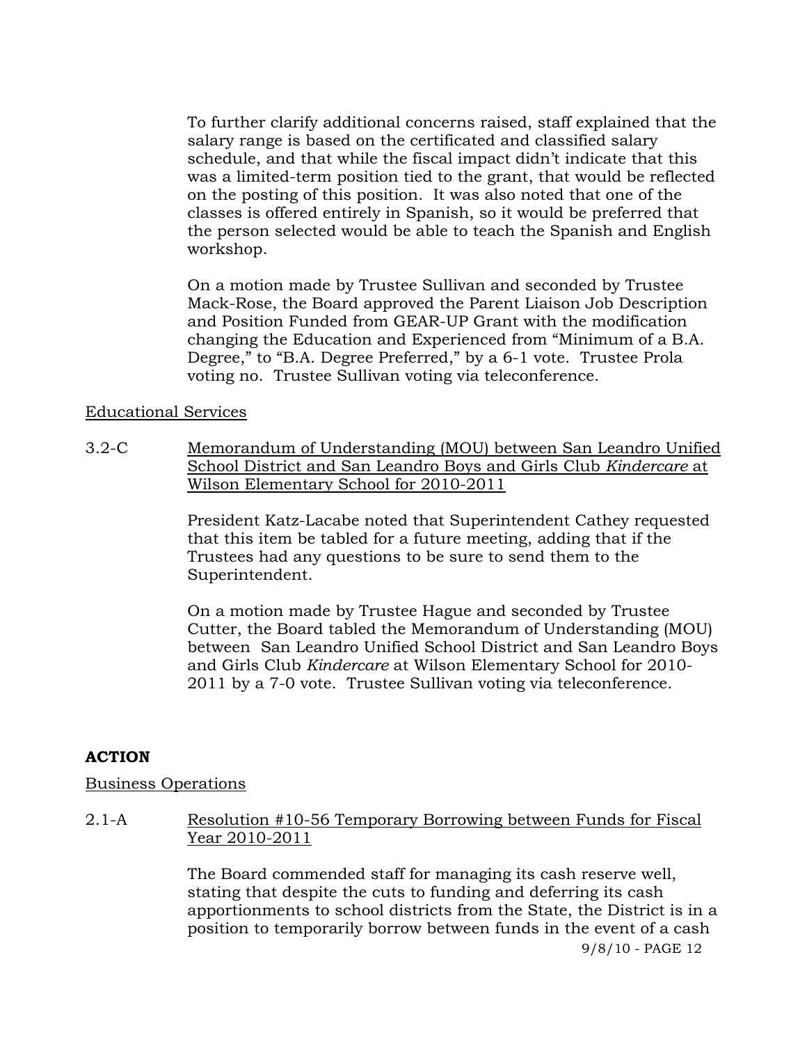To further clarify additional concerns raised, staff explained that the salary range is based on the certificated and classified salary schedule, and that while the fiscal impact didn't indicate that this was a limited-term position tied to the grant, that would be reflected on the posting of this position. It was also noted that one of the classes is offered entirely in Spanish, so it would be preferred that the person selected would be able to teach the Spanish and English workshop.

On a motion made by Trustee Sullivan and seconded by Trustee Mack-Rose, the Board approved the Parent Liaison Job Description and Position Funded from GEAR-UP Grant with the modification changing the Education and Experienced from "Minimum of a B.A. Degree," to "B.A. Degree Preferred," by a 6-1 vote. Trustee Prola voting no. Trustee Sullivan voting via teleconference.

Educational Services

3.2-C Memorandum of Understanding (MOU) between San Leandro Unified School District and San Leandro Boys and Girls Club *Kindercare* at Wilson Elementary School for 2010-2011

President Katz-Lacabe noted that Superintendent Cathey requested that this item be tabled for a future meeting, adding that if the Trustees had any questions to be sure to send them to the Superintendent.

On a motion made by Trustee Hague and seconded by Trustee Cutter, the Board tabled the Memorandum of Understanding (MOU) between San Leandro Unified School District and San Leandro Boys and Girls Club *Kindercare* at Wilson Elementary School for 2010-2011 by a 7-0 vote. Trustee Sullivan voting via teleconference.

**ACTION**

Business Operations

2.1-A Resolution #10-56 Temporary Borrowing between Funds for Fiscal Year 2010-2011

The Board commended staff for managing its cash reserve well, stating that despite the cuts to funding and deferring its cash apportionments to school districts from the State, the District is in a position to temporarily borrow between funds in the event of a cash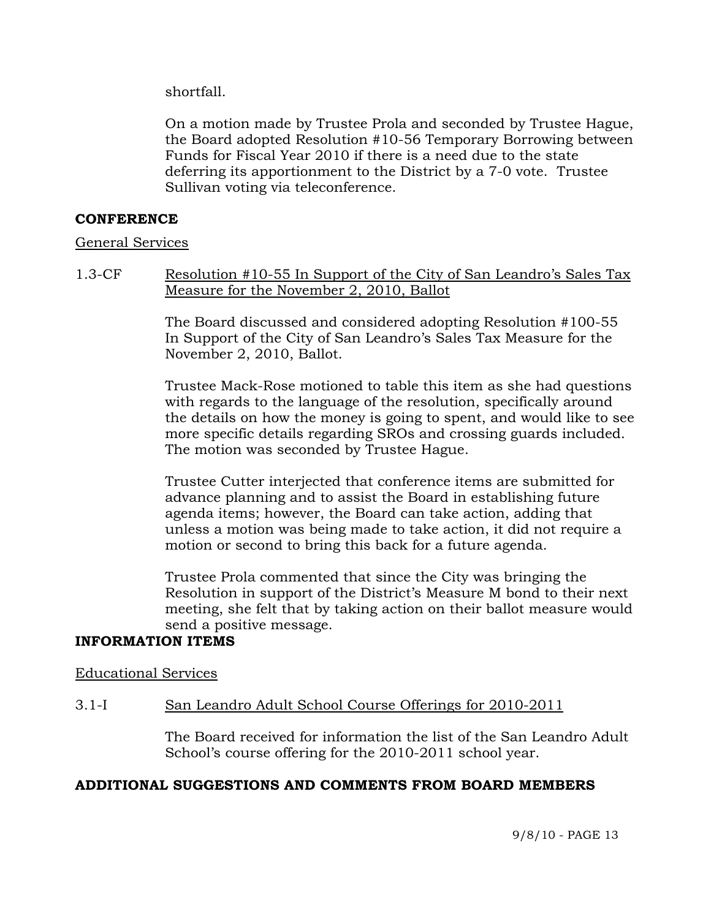shortfall.

On a motion made by Trustee Prola and seconded by Trustee Hague, the Board adopted Resolution #10-56 Temporary Borrowing between Funds for Fiscal Year 2010 if there is a need due to the state deferring its apportionment to the District by a 7-0 vote. Trustee Sullivan voting via teleconference.

**CONFERENCE**

General Services

1.3-CF Resolution #10-55 In Support of the City of San Leandro's Sales Tax Measure for the November 2, 2010, Ballot

The Board discussed and considered adopting Resolution #100-55 In Support of the City of San Leandro's Sales Tax Measure for the November 2, 2010, Ballot.

Trustee Mack-Rose motioned to table this item as she had questions with regards to the language of the resolution, specifically around the details on how the money is going to spent, and would like to see more specific details regarding SROs and crossing guards included. The motion was seconded by Trustee Hague.

Trustee Cutter interjected that conference items are submitted for advance planning and to assist the Board in establishing future agenda items; however, the Board can take action, adding that unless a motion was being made to take action, it did not require a motion or second to bring this back for a future agenda.

Trustee Prola commented that since the City was bringing the Resolution in support of the District's Measure M bond to their next meeting, she felt that by taking action on their ballot measure would send a positive message.

**INFORMATION ITEMS**

Educational Services

3.1-I San Leandro Adult School Course Offerings for 2010-2011

The Board received for information the list of the San Leandro Adult School's course offering for the 2010-2011 school year.

**ADDITIONAL SUGGESTIONS AND COMMENTS FROM BOARD MEMBERS**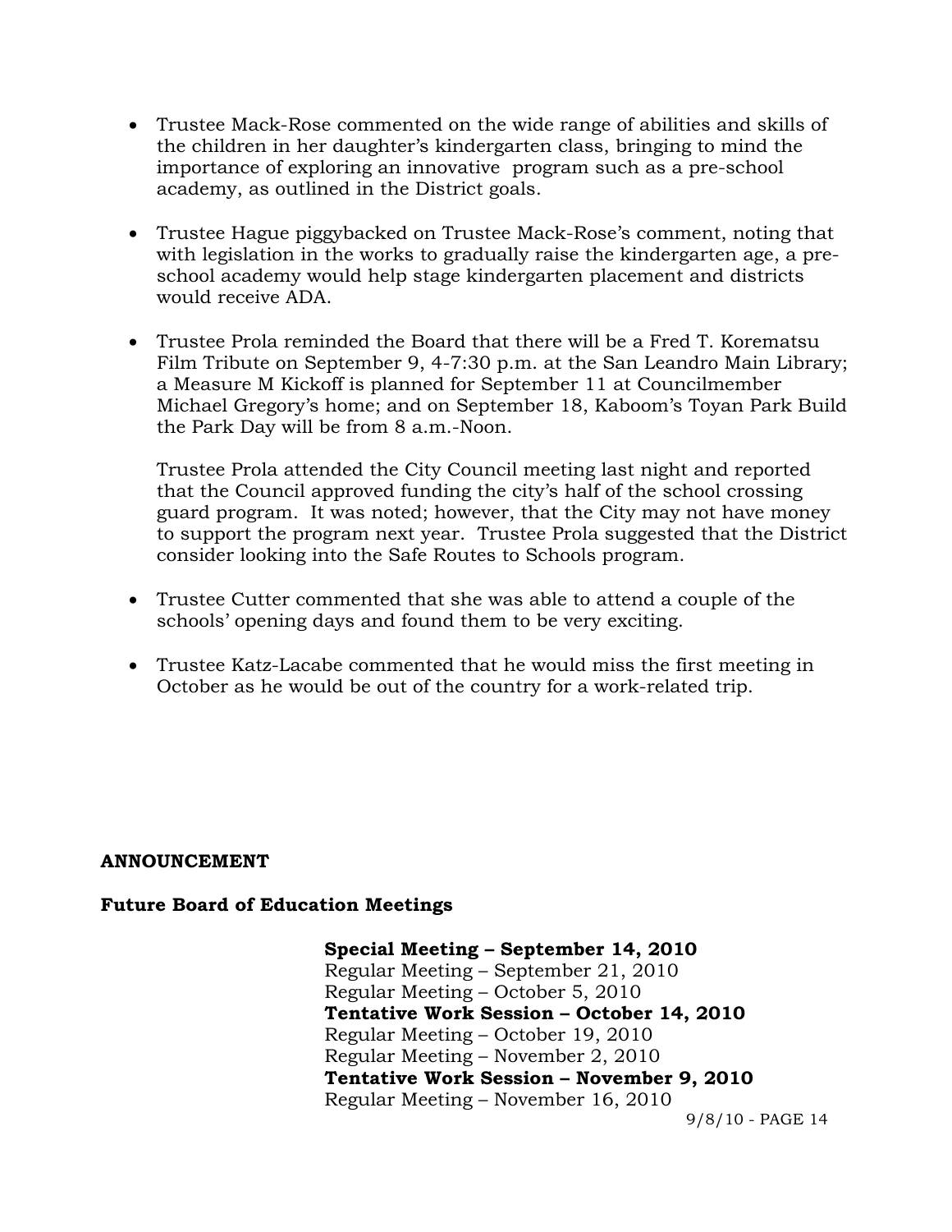- Trustee Mack-Rose commented on the wide range of abilities and skills of the children in her daughter's kindergarten class, bringing to mind the importance of exploring an innovative program such as a pre-school academy, as outlined in the District goals.

- Trustee Hague piggybacked on Trustee Mack-Rose's comment, noting that with legislation in the works to gradually raise the kindergarten age, a pre-school academy would help stage kindergarten placement and districts would receive ADA.

- Trustee Prola reminded the Board that there will be a Fred T. Korematsu Film Tribute on September 9, 4-7:30 p.m. at the San Leandro Main Library; a Measure M Kickoff is planned for September 11 at Councilmember Michael Gregory's home; and on September 18, Kaboom's Toyan Park Build the Park Day will be from 8 a.m.-Noon.

  Trustee Prola attended the City Council meeting last night and reported that the Council approved funding the city's half of the school crossing guard program. It was noted; however, that the City may not have money to support the program next year. Trustee Prola suggested that the District consider looking into the Safe Routes to Schools program.

- Trustee Cutter commented that she was able to attend a couple of the schools' opening days and found them to be very exciting.

- Trustee Katz-Lacabe commented that he would miss the first meeting in October as he would be out of the country for a work-related trip.

**ANNOUNCEMENT**

**Future Board of Education Meetings**

**Special Meeting – September 14, 2010**
Regular Meeting – September 21, 2010
Regular Meeting – October 5, 2010
**Tentative Work Session – October 14, 2010**
Regular Meeting – October 19, 2010
Regular Meeting – November 2, 2010
**Tentative Work Session – November 9, 2010**
Regular Meeting – November 16, 2010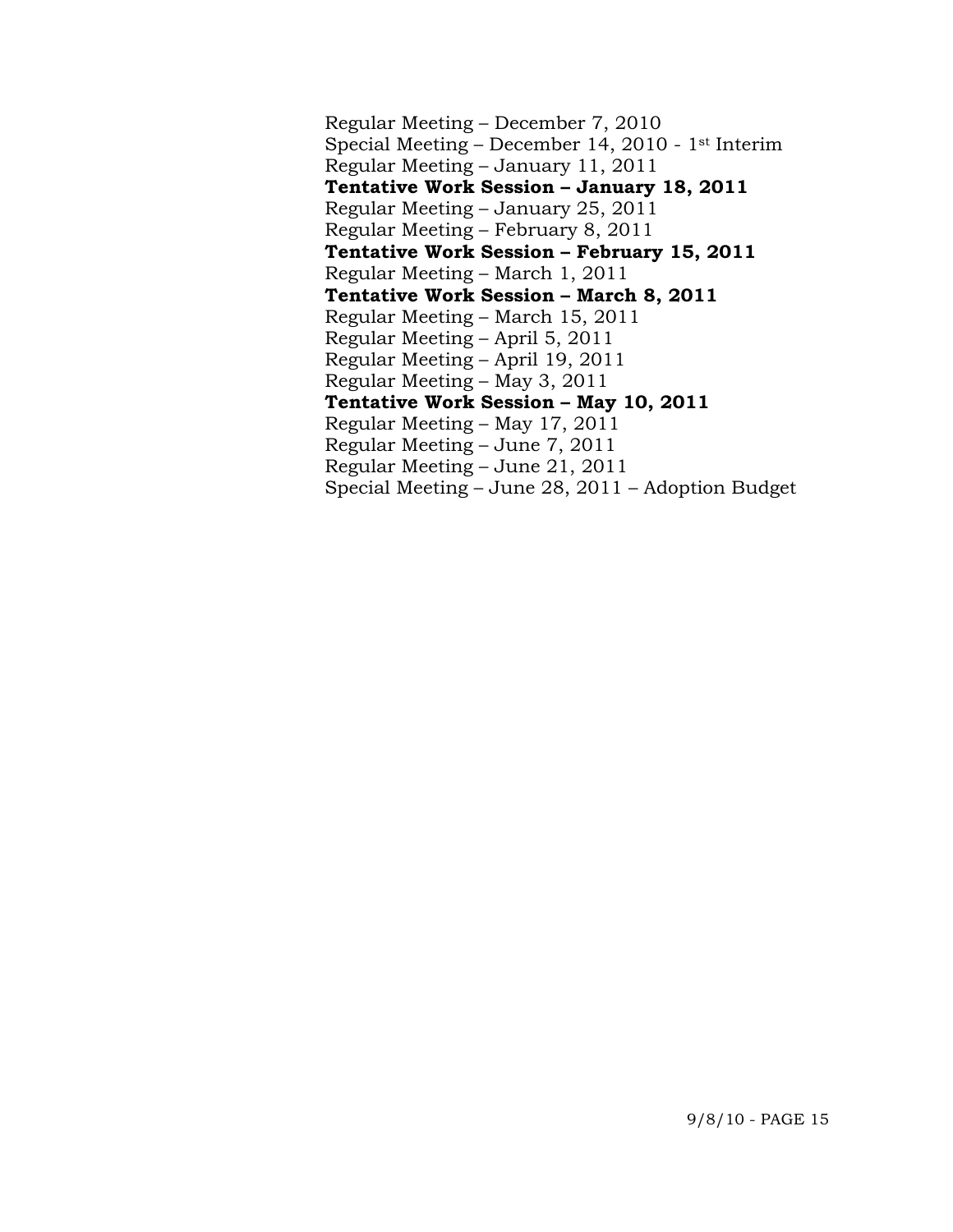Regular Meeting – December 7, 2010
Special Meeting – December 14, 2010 - 1st Interim
Regular Meeting – January 11, 2011
**Tentative Work Session – January 18, 2011**
Regular Meeting – January 25, 2011
Regular Meeting – February 8, 2011
**Tentative Work Session – February 15, 2011**
Regular Meeting – March 1, 2011
**Tentative Work Session – March 8, 2011**
Regular Meeting – March 15, 2011
Regular Meeting – April 5, 2011
Regular Meeting – April 19, 2011
Regular Meeting – May 3, 2011
**Tentative Work Session – May 10, 2011**
Regular Meeting – May 17, 2011
Regular Meeting – June 7, 2011
Regular Meeting – June 21, 2011
Special Meeting – June 28, 2011 – Adoption Budget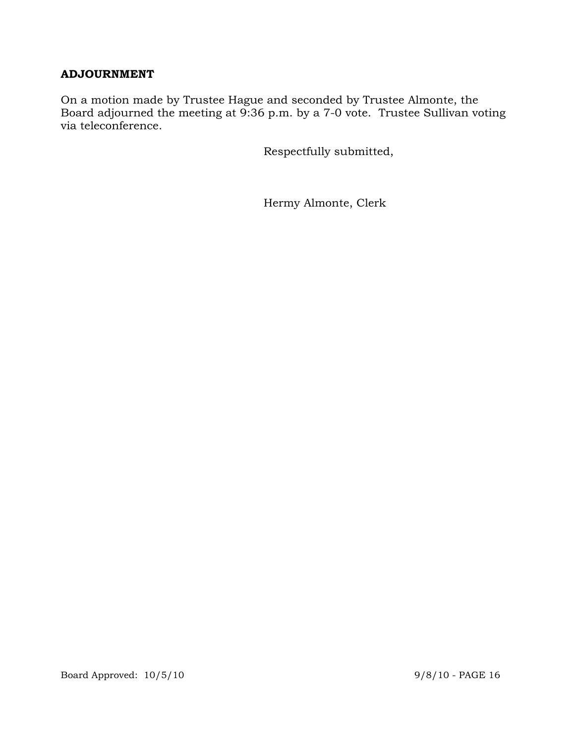**ADJOURNMENT**

On a motion made by Trustee Hague and seconded by Trustee Almonte, the Board adjourned the meeting at 9:36 p.m. by a 7-0 vote. Trustee Sullivan voting via teleconference.

Respectfully submitted,

Hermy Almonte, Clerk

Board Approved: 10/5/10